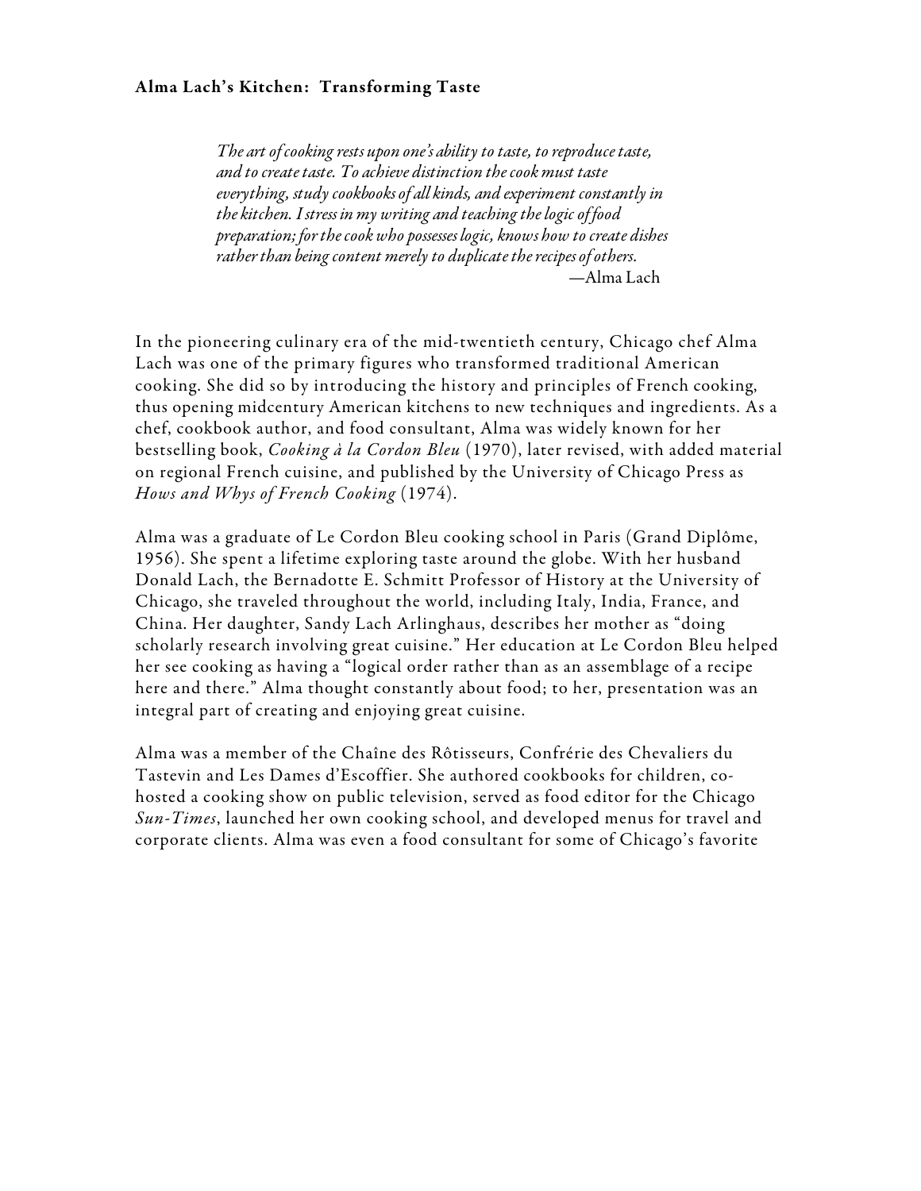**Alma Lach's Kitchen: Transforming Taste**

> *The art of cooking rests upon one's ability to taste, to reproduce taste, and to create taste. To achieve distinction the cook must taste everything, study cookbooks of all kinds, and experiment constantly in the kitchen. I stress in my writing and teaching the logic of food preparation; for the cook who possesses logic, knows how to create dishes rather than being content merely to duplicate the recipes of others.*
>
> —Alma Lach

In the pioneering culinary era of the mid-twentieth century, Chicago chef Alma Lach was one of the primary figures who transformed traditional American cooking. She did so by introducing the history and principles of French cooking, thus opening midcentury American kitchens to new techniques and ingredients. As a chef, cookbook author, and food consultant, Alma was widely known for her bestselling book, *Cooking à la Cordon Bleu* (1970), later revised, with added material on regional French cuisine, and published by the University of Chicago Press as *Hows and Whys of French Cooking* (1974).

Alma was a graduate of Le Cordon Bleu cooking school in Paris (Grand Diplôme, 1956). She spent a lifetime exploring taste around the globe. With her husband Donald Lach, the Bernadotte E. Schmitt Professor of History at the University of Chicago, she traveled throughout the world, including Italy, India, France, and China. Her daughter, Sandy Lach Arlinghaus, describes her mother as "doing scholarly research involving great cuisine." Her education at Le Cordon Bleu helped her see cooking as having a "logical order rather than as an assemblage of a recipe here and there." Alma thought constantly about food; to her, presentation was an integral part of creating and enjoying great cuisine.

Alma was a member of the Chaîne des Rôtisseurs, Confrérie des Chevaliers du Tastevin and Les Dames d'Escoffier. She authored cookbooks for children, co-hosted a cooking show on public television, served as food editor for the Chicago *Sun-Times*, launched her own cooking school, and developed menus for travel and corporate clients. Alma was even a food consultant for some of Chicago's favorite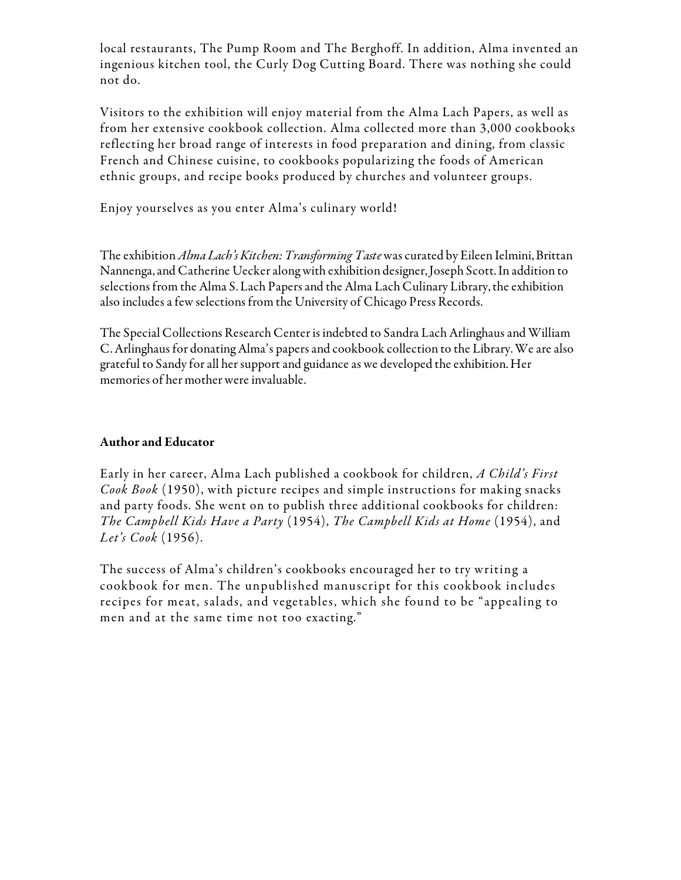local restaurants, The Pump Room and The Berghoff. In addition, Alma invented an ingenious kitchen tool, the Curly Dog Cutting Board. There was nothing she could not do.

Visitors to the exhibition will enjoy material from the Alma Lach Papers, as well as from her extensive cookbook collection. Alma collected more than 3,000 cookbooks reflecting her broad range of interests in food preparation and dining, from classic French and Chinese cuisine, to cookbooks popularizing the foods of American ethnic groups, and recipe books produced by churches and volunteer groups.

Enjoy yourselves as you enter Alma's culinary world!

The exhibition *Alma Lach's Kitchen: Transforming Taste* was curated by Eileen Ielmini, Brittan Nannenga, and Catherine Uecker along with exhibition designer, Joseph Scott. In addition to selections from the Alma S. Lach Papers and the Alma Lach Culinary Library, the exhibition also includes a few selections from the University of Chicago Press Records.

The Special Collections Research Center is indebted to Sandra Lach Arlinghaus and William C. Arlinghaus for donating Alma's papers and cookbook collection to the Library. We are also grateful to Sandy for all her support and guidance as we developed the exhibition. Her memories of her mother were invaluable.

**Author and Educator**

Early in her career, Alma Lach published a cookbook for children, *A Child's First Cook Book* (1950), with picture recipes and simple instructions for making snacks and party foods. She went on to publish three additional cookbooks for children: *The Campbell Kids Have a Party* (1954), *The Campbell Kids at Home* (1954), and *Let's Cook* (1956).

The success of Alma's children's cookbooks encouraged her to try writing a cookbook for men. The unpublished manuscript for this cookbook includes recipes for meat, salads, and vegetables, which she found to be "appealing to men and at the same time not too exacting."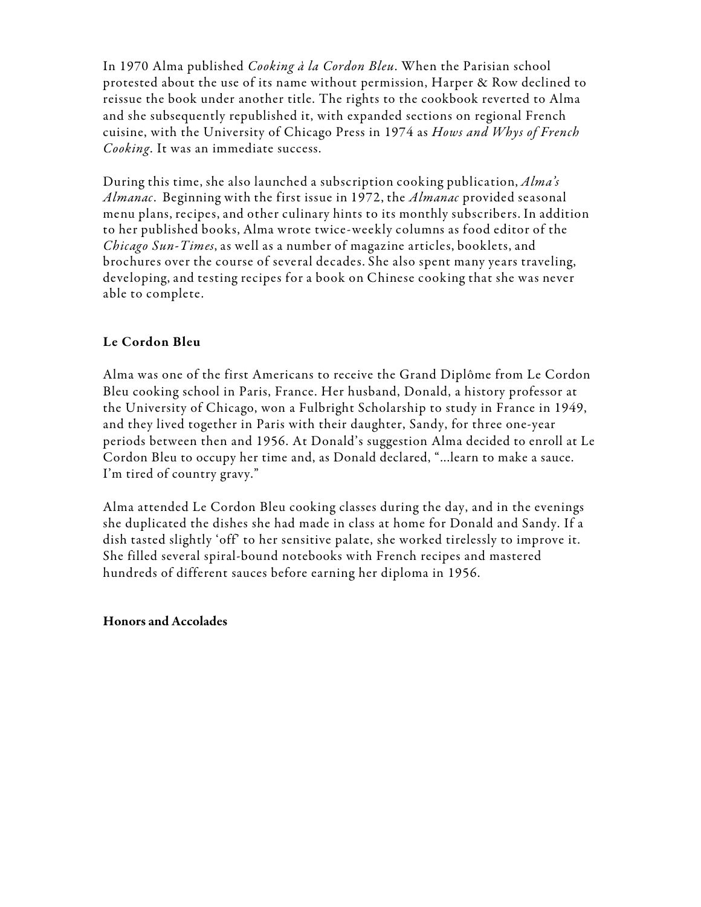In 1970 Alma published *Cooking à la Cordon Bleu*. When the Parisian school protested about the use of its name without permission, Harper & Row declined to reissue the book under another title. The rights to the cookbook reverted to Alma and she subsequently republished it, with expanded sections on regional French cuisine, with the University of Chicago Press in 1974 as *Hows and Whys of French Cooking*. It was an immediate success.

During this time, she also launched a subscription cooking publication, *Alma's Almanac*. Beginning with the first issue in 1972, the *Almanac* provided seasonal menu plans, recipes, and other culinary hints to its monthly subscribers. In addition to her published books, Alma wrote twice-weekly columns as food editor of the *Chicago Sun-Times*, as well as a number of magazine articles, booklets, and brochures over the course of several decades. She also spent many years traveling, developing, and testing recipes for a book on Chinese cooking that she was never able to complete.

## Le Cordon Bleu

Alma was one of the first Americans to receive the Grand Diplôme from Le Cordon Bleu cooking school in Paris, France. Her husband, Donald, a history professor at the University of Chicago, won a Fulbright Scholarship to study in France in 1949, and they lived together in Paris with their daughter, Sandy, for three one-year periods between then and 1956. At Donald's suggestion Alma decided to enroll at Le Cordon Bleu to occupy her time and, as Donald declared, "…learn to make a sauce. I'm tired of country gravy."

Alma attended Le Cordon Bleu cooking classes during the day, and in the evenings she duplicated the dishes she had made in class at home for Donald and Sandy. If a dish tasted slightly 'off' to her sensitive palate, she worked tirelessly to improve it. She filled several spiral-bound notebooks with French recipes and mastered hundreds of different sauces before earning her diploma in 1956.

## Honors and Accolades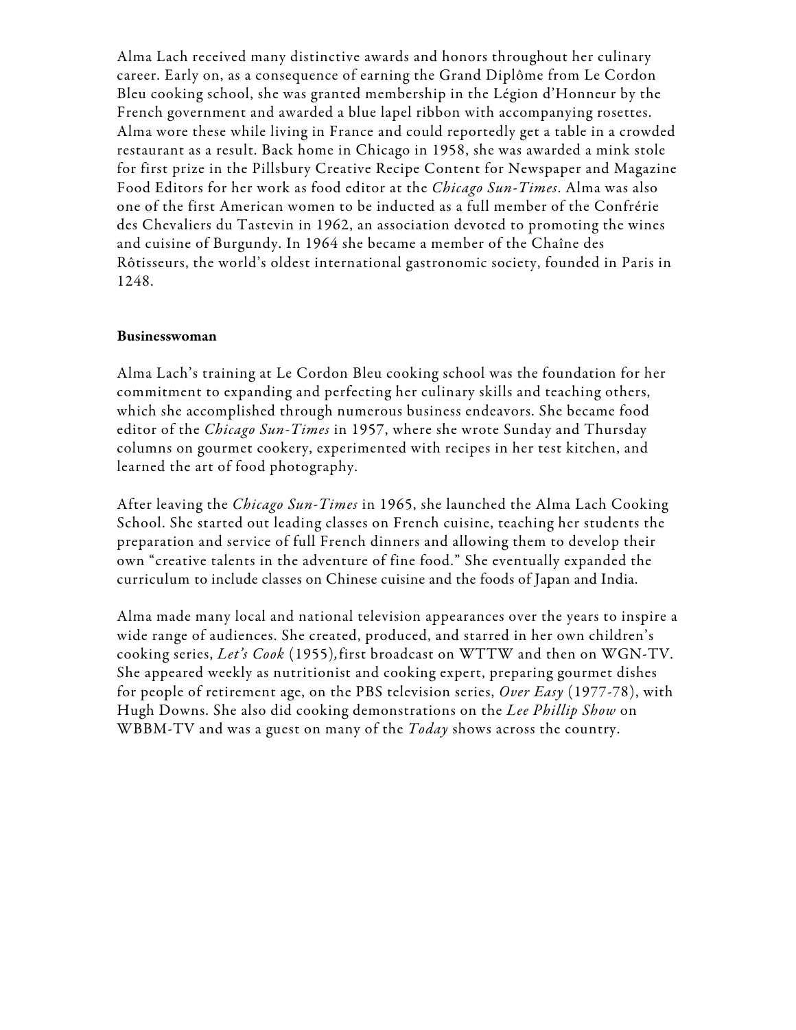Alma Lach received many distinctive awards and honors throughout her culinary career. Early on, as a consequence of earning the Grand Diplôme from Le Cordon Bleu cooking school, she was granted membership in the Légion d'Honneur by the French government and awarded a blue lapel ribbon with accompanying rosettes. Alma wore these while living in France and could reportedly get a table in a crowded restaurant as a result. Back home in Chicago in 1958, she was awarded a mink stole for first prize in the Pillsbury Creative Recipe Content for Newspaper and Magazine Food Editors for her work as food editor at the *Chicago Sun-Times*. Alma was also one of the first American women to be inducted as a full member of the Confrérie des Chevaliers du Tastevin in 1962, an association devoted to promoting the wines and cuisine of Burgundy. In 1964 she became a member of the Chaîne des Rôtisseurs, the world's oldest international gastronomic society, founded in Paris in 1248.

**Businesswoman**

Alma Lach's training at Le Cordon Bleu cooking school was the foundation for her commitment to expanding and perfecting her culinary skills and teaching others, which she accomplished through numerous business endeavors. She became food editor of the *Chicago Sun-Times* in 1957, where she wrote Sunday and Thursday columns on gourmet cookery, experimented with recipes in her test kitchen, and learned the art of food photography.

After leaving the *Chicago Sun-Times* in 1965, she launched the Alma Lach Cooking School. She started out leading classes on French cuisine, teaching her students the preparation and service of full French dinners and allowing them to develop their own "creative talents in the adventure of fine food." She eventually expanded the curriculum to include classes on Chinese cuisine and the foods of Japan and India.

Alma made many local and national television appearances over the years to inspire a wide range of audiences. She created, produced, and starred in her own children's cooking series, *Let's Cook* (1955)*,* first broadcast on WTTW and then on WGN-TV. She appeared weekly as nutritionist and cooking expert, preparing gourmet dishes for people of retirement age, on the PBS television series, *Over Easy* (1977-78), with Hugh Downs. She also did cooking demonstrations on the *Lee Phillip Show* on WBBM-TV and was a guest on many of the *Today* shows across the country.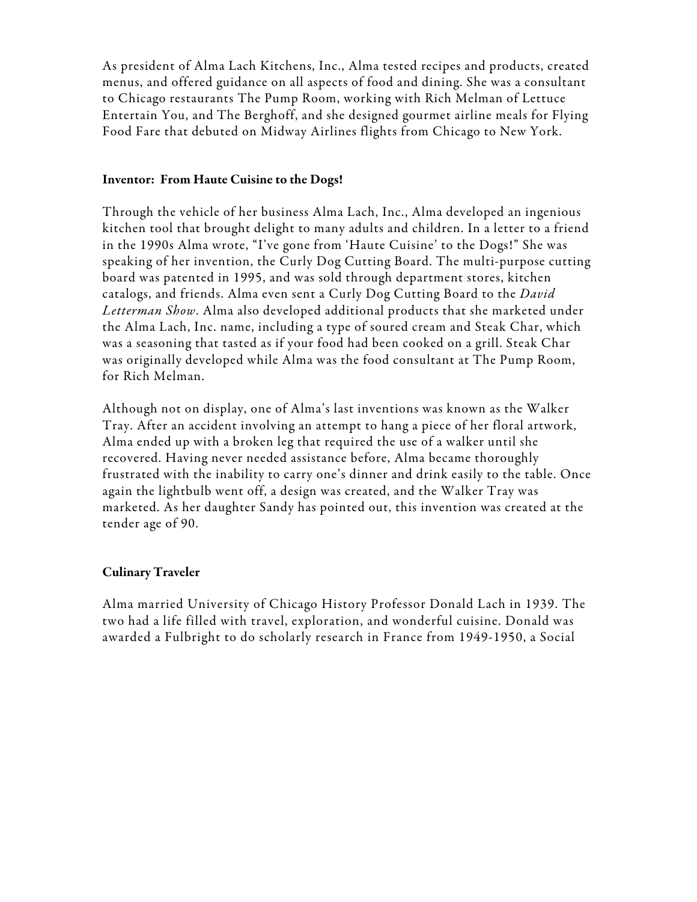As president of Alma Lach Kitchens, Inc., Alma tested recipes and products, created menus, and offered guidance on all aspects of food and dining. She was a consultant to Chicago restaurants The Pump Room, working with Rich Melman of Lettuce Entertain You, and The Berghoff, and she designed gourmet airline meals for Flying Food Fare that debuted on Midway Airlines flights from Chicago to New York.

### Inventor: From Haute Cuisine to the Dogs!

Through the vehicle of her business Alma Lach, Inc., Alma developed an ingenious kitchen tool that brought delight to many adults and children. In a letter to a friend in the 1990s Alma wrote, "I've gone from 'Haute Cuisine' to the Dogs!" She was speaking of her invention, the Curly Dog Cutting Board. The multi-purpose cutting board was patented in 1995, and was sold through department stores, kitchen catalogs, and friends. Alma even sent a Curly Dog Cutting Board to the *David Letterman Show*. Alma also developed additional products that she marketed under the Alma Lach, Inc. name, including a type of soured cream and Steak Char, which was a seasoning that tasted as if your food had been cooked on a grill. Steak Char was originally developed while Alma was the food consultant at The Pump Room, for Rich Melman.

Although not on display, one of Alma's last inventions was known as the Walker Tray. After an accident involving an attempt to hang a piece of her floral artwork, Alma ended up with a broken leg that required the use of a walker until she recovered. Having never needed assistance before, Alma became thoroughly frustrated with the inability to carry one's dinner and drink easily to the table. Once again the lightbulb went off, a design was created, and the Walker Tray was marketed. As her daughter Sandy has pointed out, this invention was created at the tender age of 90.

### Culinary Traveler

Alma married University of Chicago History Professor Donald Lach in 1939. The two had a life filled with travel, exploration, and wonderful cuisine. Donald was awarded a Fulbright to do scholarly research in France from 1949-1950, a Social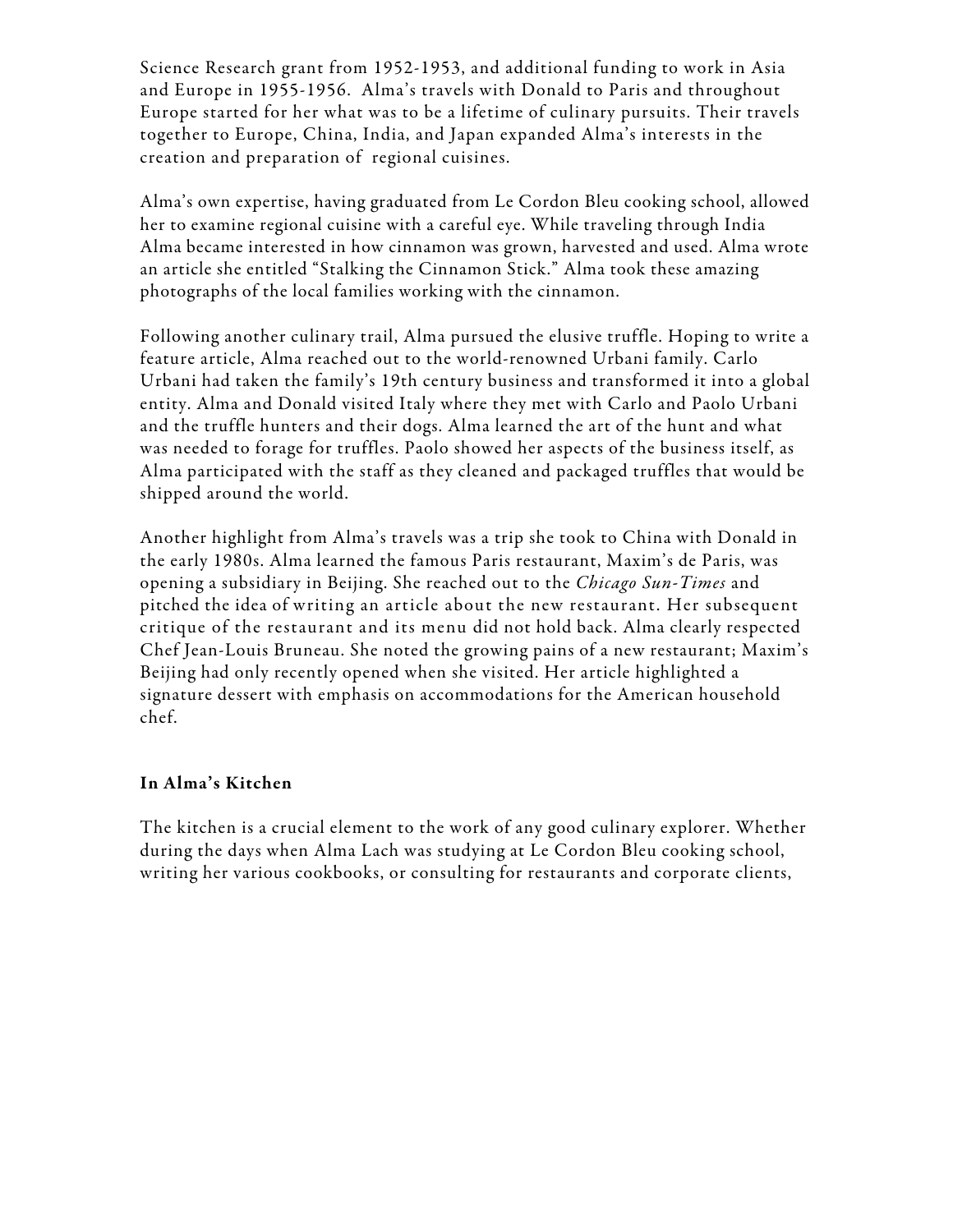Science Research grant from 1952-1953, and additional funding to work in Asia and Europe in 1955-1956. Alma's travels with Donald to Paris and throughout Europe started for her what was to be a lifetime of culinary pursuits. Their travels together to Europe, China, India, and Japan expanded Alma's interests in the creation and preparation of regional cuisines.

Alma's own expertise, having graduated from Le Cordon Bleu cooking school, allowed her to examine regional cuisine with a careful eye. While traveling through India Alma became interested in how cinnamon was grown, harvested and used. Alma wrote an article she entitled "Stalking the Cinnamon Stick." Alma took these amazing photographs of the local families working with the cinnamon.

Following another culinary trail, Alma pursued the elusive truffle. Hoping to write a feature article, Alma reached out to the world-renowned Urbani family. Carlo Urbani had taken the family's 19th century business and transformed it into a global entity. Alma and Donald visited Italy where they met with Carlo and Paolo Urbani and the truffle hunters and their dogs. Alma learned the art of the hunt and what was needed to forage for truffles. Paolo showed her aspects of the business itself, as Alma participated with the staff as they cleaned and packaged truffles that would be shipped around the world.

Another highlight from Alma's travels was a trip she took to China with Donald in the early 1980s. Alma learned the famous Paris restaurant, Maxim's de Paris, was opening a subsidiary in Beijing. She reached out to the *Chicago Sun-Times* and pitched the idea of writing an article about the new restaurant. Her subsequent critique of the restaurant and its menu did not hold back. Alma clearly respected Chef Jean-Louis Bruneau. She noted the growing pains of a new restaurant; Maxim's Beijing had only recently opened when she visited. Her article highlighted a signature dessert with emphasis on accommodations for the American household chef.

**In Alma's Kitchen**

The kitchen is a crucial element to the work of any good culinary explorer. Whether during the days when Alma Lach was studying at Le Cordon Bleu cooking school, writing her various cookbooks, or consulting for restaurants and corporate clients,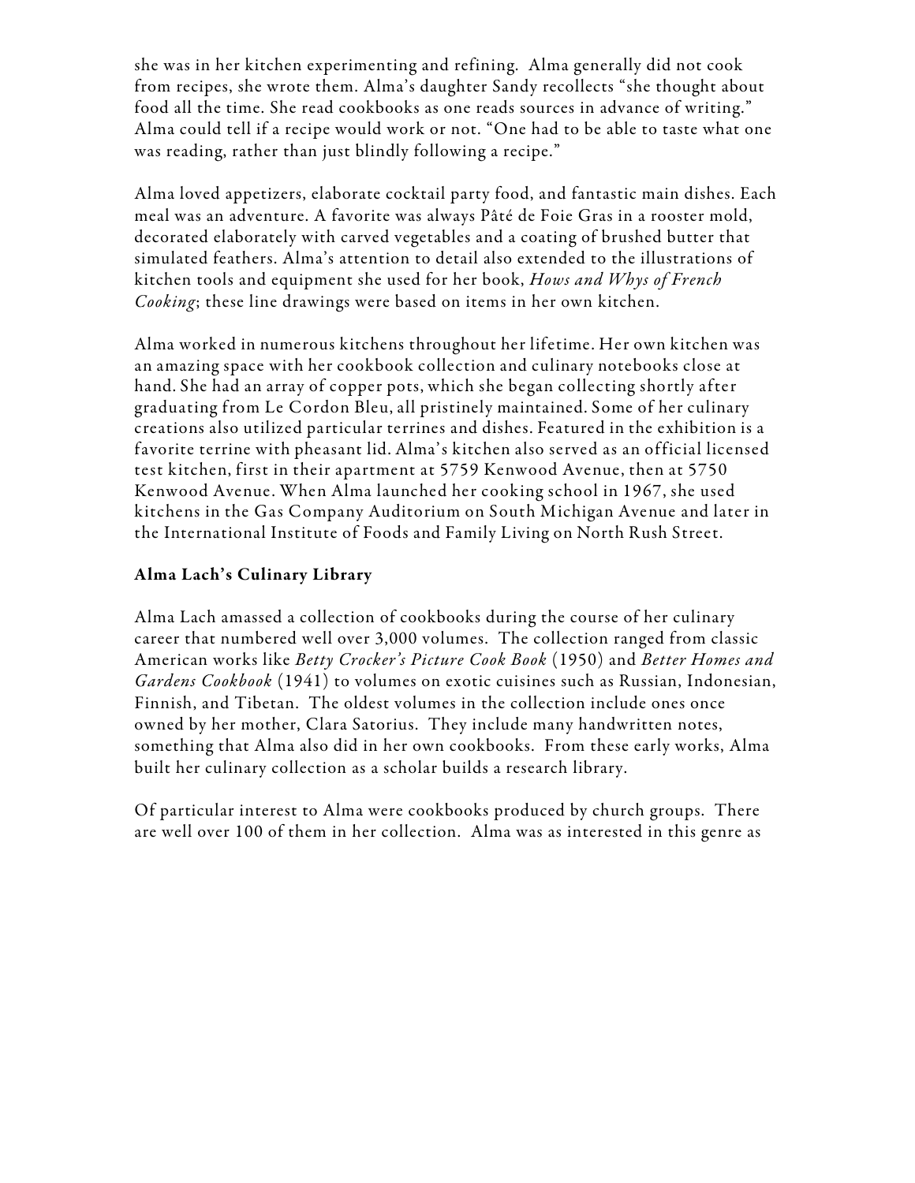she was in her kitchen experimenting and refining. Alma generally did not cook from recipes, she wrote them. Alma's daughter Sandy recollects "she thought about food all the time. She read cookbooks as one reads sources in advance of writing." Alma could tell if a recipe would work or not. "One had to be able to taste what one was reading, rather than just blindly following a recipe."

Alma loved appetizers, elaborate cocktail party food, and fantastic main dishes. Each meal was an adventure. A favorite was always Pâté de Foie Gras in a rooster mold, decorated elaborately with carved vegetables and a coating of brushed butter that simulated feathers. Alma's attention to detail also extended to the illustrations of kitchen tools and equipment she used for her book, *Hows and Whys of French Cooking*; these line drawings were based on items in her own kitchen.

Alma worked in numerous kitchens throughout her lifetime. Her own kitchen was an amazing space with her cookbook collection and culinary notebooks close at hand. She had an array of copper pots, which she began collecting shortly after graduating from Le Cordon Bleu, all pristinely maintained. Some of her culinary creations also utilized particular terrines and dishes. Featured in the exhibition is a favorite terrine with pheasant lid. Alma's kitchen also served as an official licensed test kitchen, first in their apartment at 5759 Kenwood Avenue, then at 5750 Kenwood Avenue. When Alma launched her cooking school in 1967, she used kitchens in the Gas Company Auditorium on South Michigan Avenue and later in the International Institute of Foods and Family Living on North Rush Street.

**Alma Lach's Culinary Library**

Alma Lach amassed a collection of cookbooks during the course of her culinary career that numbered well over 3,000 volumes. The collection ranged from classic American works like *Betty Crocker's Picture Cook Book* (1950) and *Better Homes and Gardens Cookbook* (1941) to volumes on exotic cuisines such as Russian, Indonesian, Finnish, and Tibetan. The oldest volumes in the collection include ones once owned by her mother, Clara Satorius. They include many handwritten notes, something that Alma also did in her own cookbooks. From these early works, Alma built her culinary collection as a scholar builds a research library.

Of particular interest to Alma were cookbooks produced by church groups. There are well over 100 of them in her collection. Alma was as interested in this genre as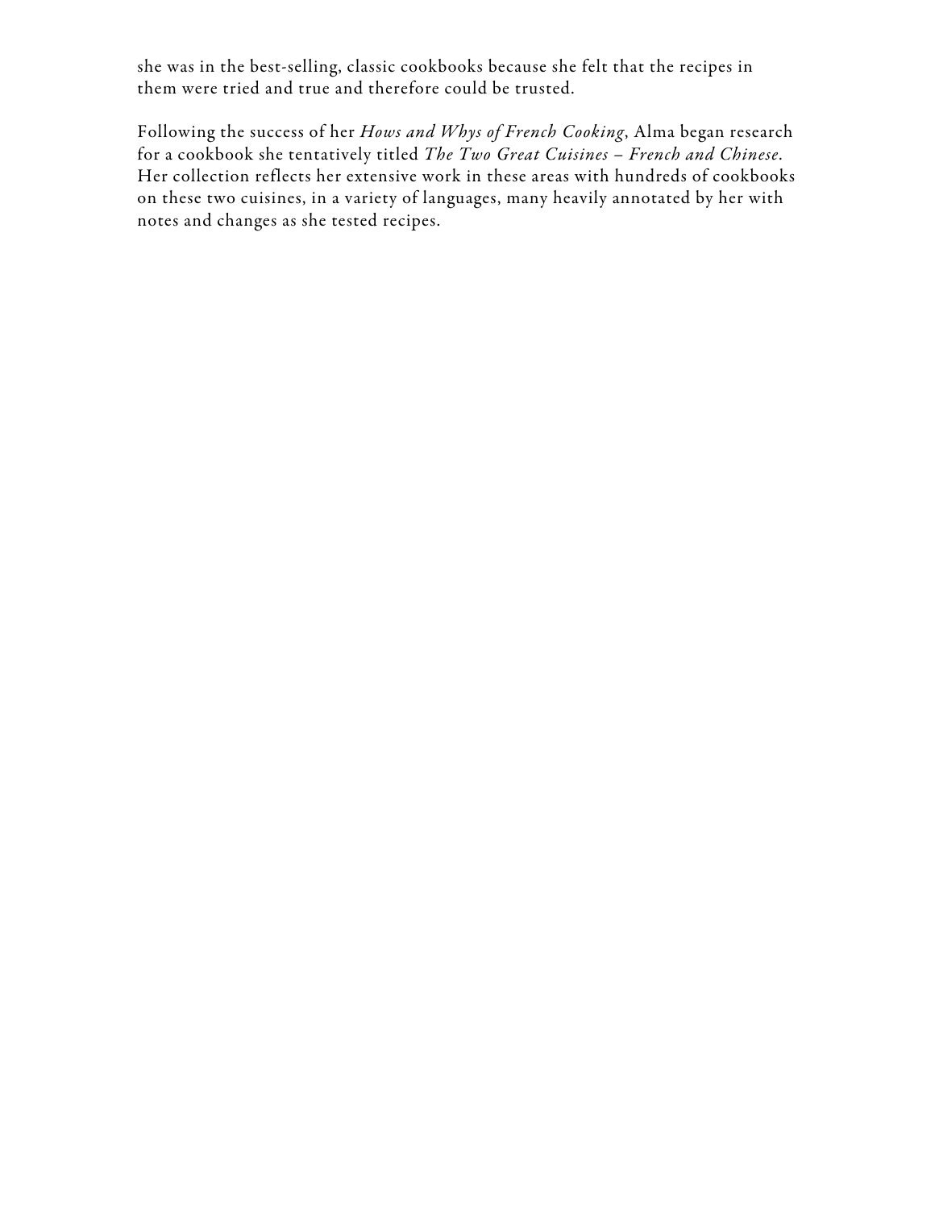she was in the best-selling, classic cookbooks because she felt that the recipes in them were tried and true and therefore could be trusted.

Following the success of her *Hows and Whys of French Cooking*, Alma began research for a cookbook she tentatively titled *The Two Great Cuisines – French and Chinese*. Her collection reflects her extensive work in these areas with hundreds of cookbooks on these two cuisines, in a variety of languages, many heavily annotated by her with notes and changes as she tested recipes.